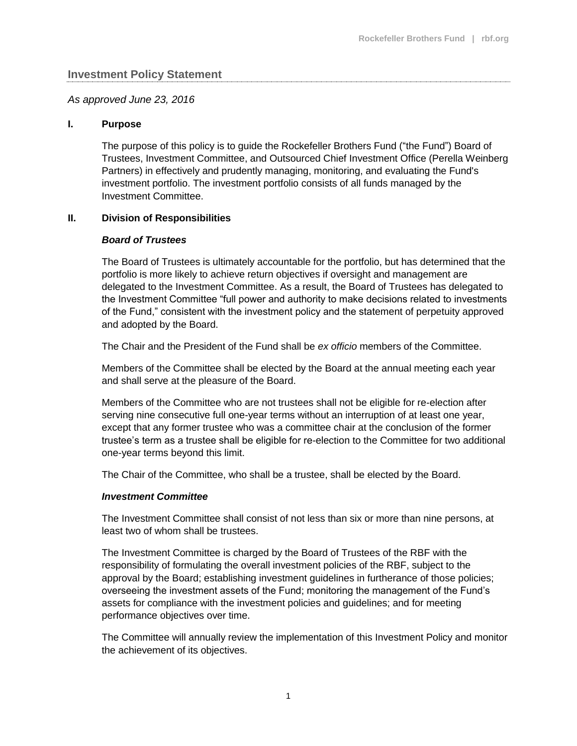## Investment Policy Statement

*As approved June 23, 2016*

### I. Purpose

The purpose of this policy is to guide the Rockefeller Brothers Fund ("the Fund") Board of Trustees, Investment Committee, and Outsourced Chief Investment Office (Perella Weinberg Partners) in effectively and prudently managing, monitoring, and evaluating the Fund's investment portfolio. The investment portfolio consists of all funds managed by the Investment Committee.

### II. Division of Responsibilities

#### *Board of Trustees*

The Board of Trustees is ultimately accountable for the portfolio, but has determined that the portfolio is more likely to achieve return objectives if oversight and management are delegated to the Investment Committee. As a result, the Board of Trustees has delegated to the Investment Committee "full power and authority to make decisions related to investments of the Fund," consistent with the investment policy and the statement of perpetuity approved and adopted by the Board.

The Chair and the President of the Fund shall be *ex officio* members of the Committee.

Members of the Committee shall be elected by the Board at the annual meeting each year and shall serve at the pleasure of the Board.

Members of the Committee who are not trustees shall not be eligible for re-election after serving nine consecutive full one-year terms without an interruption of at least one year, except that any former trustee who was a committee chair at the conclusion of the former trustee's term as a trustee shall be eligible for re-election to the Committee for two additional one-year terms beyond this limit.

The Chair of the Committee, who shall be a trustee, shall be elected by the Board.

#### *Investment Committee*

The Investment Committee shall consist of not less than six or more than nine persons, at least two of whom shall be trustees.

The Investment Committee is charged by the Board of Trustees of the RBF with the responsibility of formulating the overall investment policies of the RBF, subject to the approval by the Board; establishing investment guidelines in furtherance of those policies; overseeing the investment assets of the Fund; monitoring the management of the Fund's assets for compliance with the investment policies and guidelines; and for meeting performance objectives over time.

The Committee will annually review the implementation of this Investment Policy and monitor the achievement of its objectives.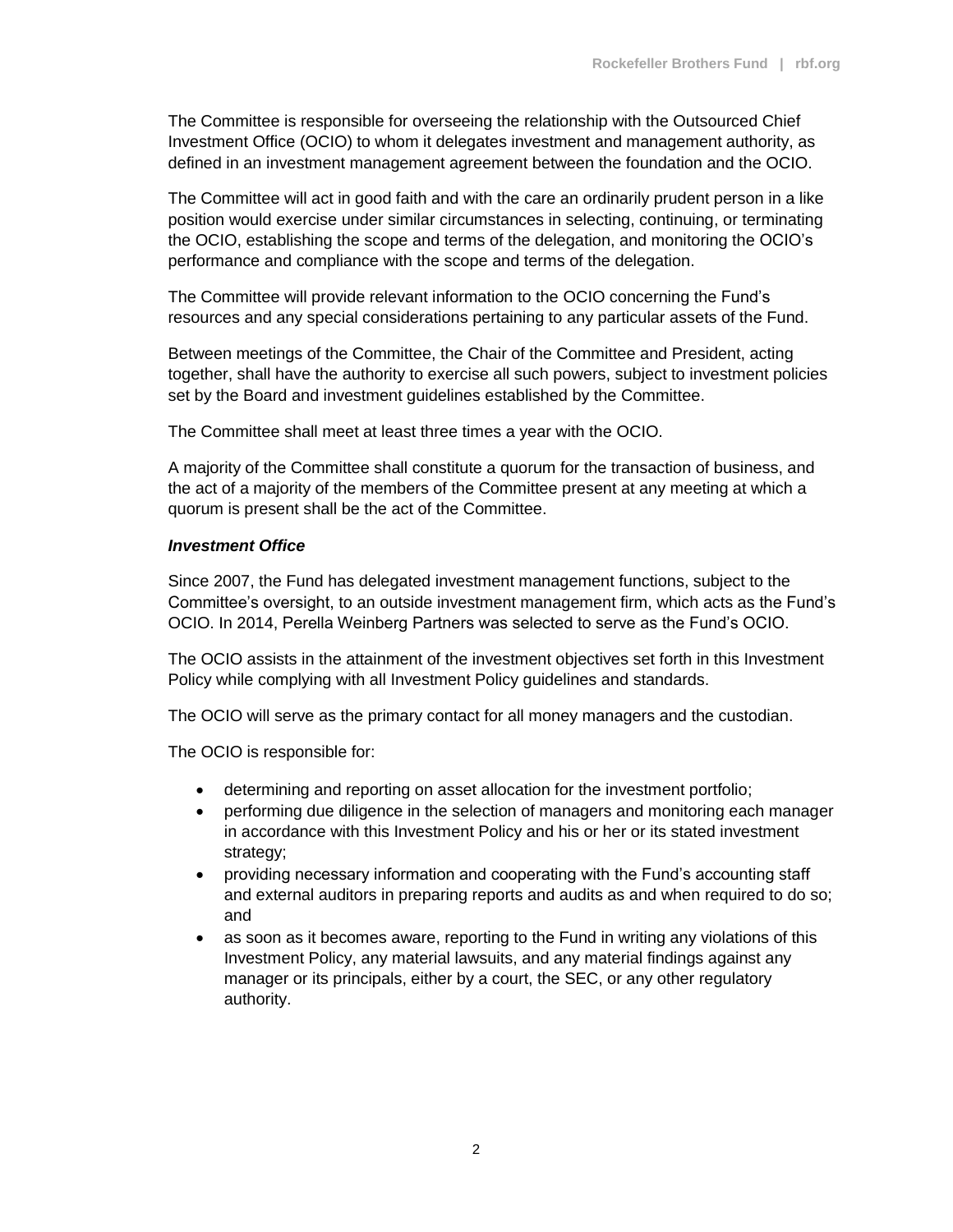The Committee is responsible for overseeing the relationship with the Outsourced Chief Investment Office (OCIO) to whom it delegates investment and management authority, as defined in an investment management agreement between the foundation and the OCIO.

The Committee will act in good faith and with the care an ordinarily prudent person in a like position would exercise under similar circumstances in selecting, continuing, or terminating the OCIO, establishing the scope and terms of the delegation, and monitoring the OCIO's performance and compliance with the scope and terms of the delegation.

The Committee will provide relevant information to the OCIO concerning the Fund's resources and any special considerations pertaining to any particular assets of the Fund.

Between meetings of the Committee, the Chair of the Committee and President, acting together, shall have the authority to exercise all such powers, subject to investment policies set by the Board and investment guidelines established by the Committee.

The Committee shall meet at least three times a year with the OCIO.

A majority of the Committee shall constitute a quorum for the transaction of business, and the act of a majority of the members of the Committee present at any meeting at which a quorum is present shall be the act of the Committee.

***Investment Office***

Since 2007, the Fund has delegated investment management functions, subject to the Committee's oversight, to an outside investment management firm, which acts as the Fund's OCIO. In 2014, Perella Weinberg Partners was selected to serve as the Fund's OCIO.

The OCIO assists in the attainment of the investment objectives set forth in this Investment Policy while complying with all Investment Policy guidelines and standards.

The OCIO will serve as the primary contact for all money managers and the custodian.

The OCIO is responsible for:

- determining and reporting on asset allocation for the investment portfolio;
- performing due diligence in the selection of managers and monitoring each manager in accordance with this Investment Policy and his or her or its stated investment strategy;
- providing necessary information and cooperating with the Fund's accounting staff and external auditors in preparing reports and audits as and when required to do so; and
- as soon as it becomes aware, reporting to the Fund in writing any violations of this Investment Policy, any material lawsuits, and any material findings against any manager or its principals, either by a court, the SEC, or any other regulatory authority.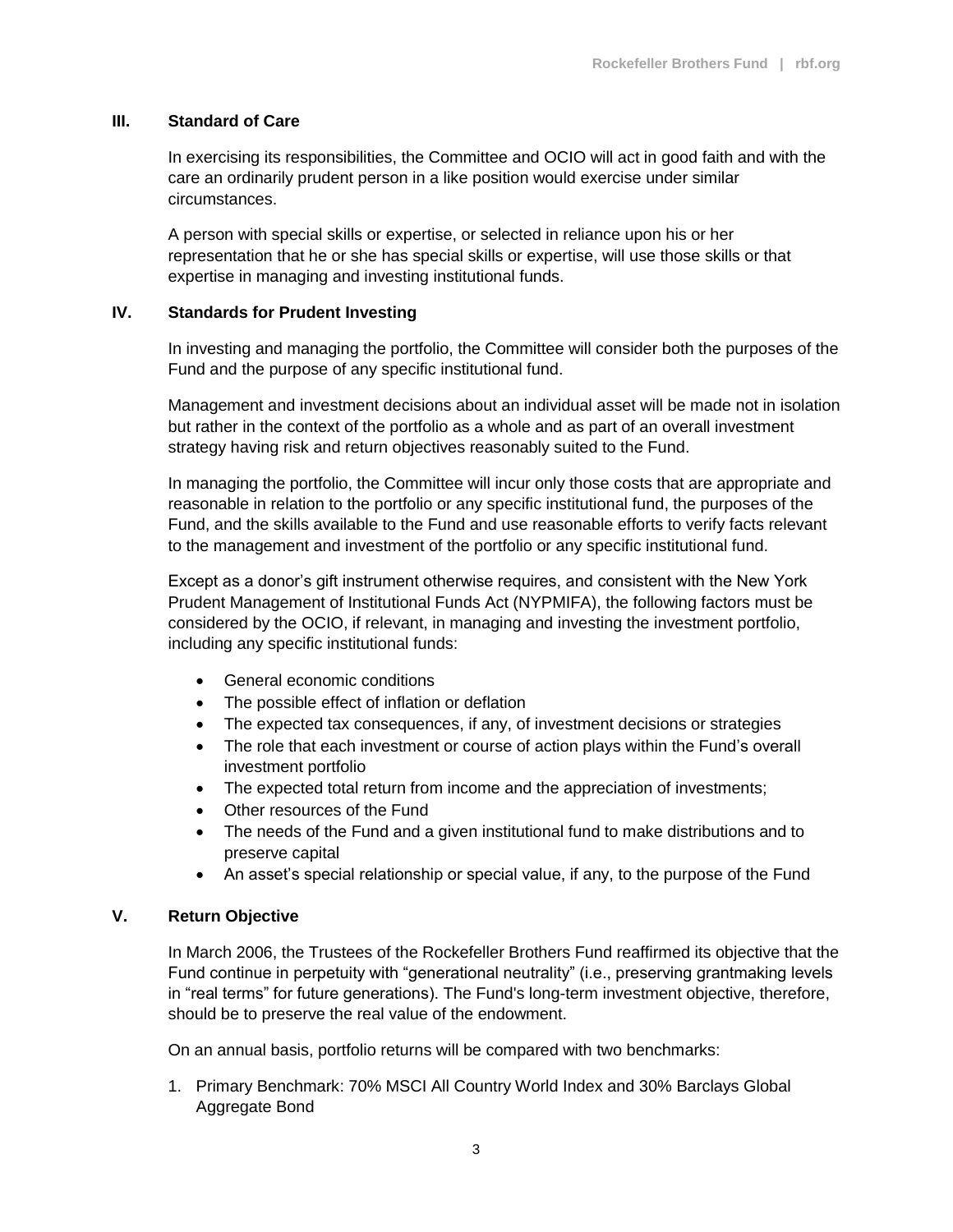## III. Standard of Care

In exercising its responsibilities, the Committee and OCIO will act in good faith and with the care an ordinarily prudent person in a like position would exercise under similar circumstances.

A person with special skills or expertise, or selected in reliance upon his or her representation that he or she has special skills or expertise, will use those skills or that expertise in managing and investing institutional funds.

## IV. Standards for Prudent Investing

In investing and managing the portfolio, the Committee will consider both the purposes of the Fund and the purpose of any specific institutional fund.

Management and investment decisions about an individual asset will be made not in isolation but rather in the context of the portfolio as a whole and as part of an overall investment strategy having risk and return objectives reasonably suited to the Fund.

In managing the portfolio, the Committee will incur only those costs that are appropriate and reasonable in relation to the portfolio or any specific institutional fund, the purposes of the Fund, and the skills available to the Fund and use reasonable efforts to verify facts relevant to the management and investment of the portfolio or any specific institutional fund.

Except as a donor's gift instrument otherwise requires, and consistent with the New York Prudent Management of Institutional Funds Act (NYPMIFA), the following factors must be considered by the OCIO, if relevant, in managing and investing the investment portfolio, including any specific institutional funds:

- General economic conditions
- The possible effect of inflation or deflation
- The expected tax consequences, if any, of investment decisions or strategies
- The role that each investment or course of action plays within the Fund's overall investment portfolio
- The expected total return from income and the appreciation of investments;
- Other resources of the Fund
- The needs of the Fund and a given institutional fund to make distributions and to preserve capital
- An asset's special relationship or special value, if any, to the purpose of the Fund

## V. Return Objective

In March 2006, the Trustees of the Rockefeller Brothers Fund reaffirmed its objective that the Fund continue in perpetuity with "generational neutrality" (i.e., preserving grantmaking levels in "real terms" for future generations). The Fund's long-term investment objective, therefore, should be to preserve the real value of the endowment.

On an annual basis, portfolio returns will be compared with two benchmarks:

1. Primary Benchmark: 70% MSCI All Country World Index and 30% Barclays Global Aggregate Bond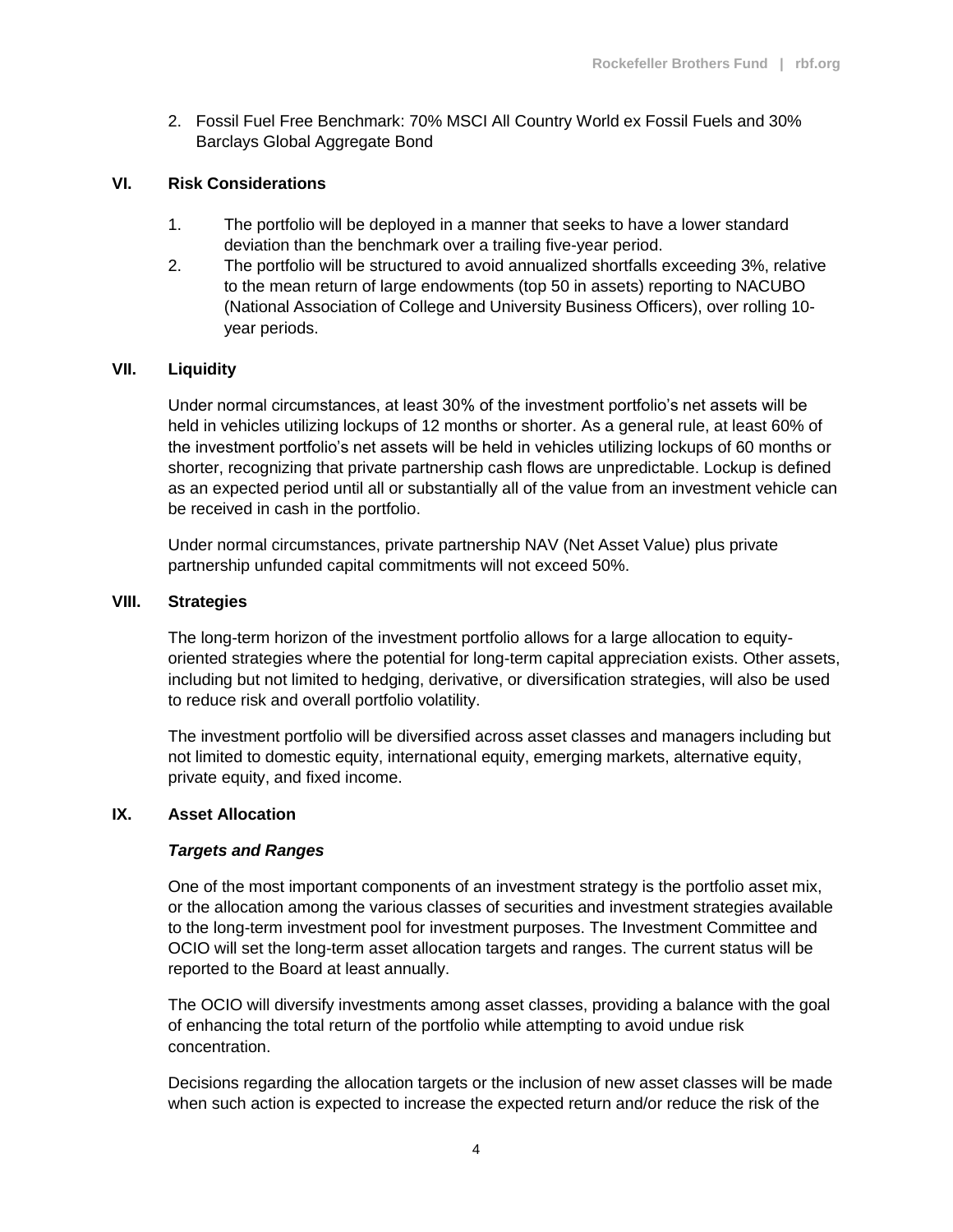2. Fossil Fuel Free Benchmark: 70% MSCI All Country World ex Fossil Fuels and 30% Barclays Global Aggregate Bond

## VI. Risk Considerations

1. The portfolio will be deployed in a manner that seeks to have a lower standard deviation than the benchmark over a trailing five-year period.
2. The portfolio will be structured to avoid annualized shortfalls exceeding 3%, relative to the mean return of large endowments (top 50 in assets) reporting to NACUBO (National Association of College and University Business Officers), over rolling 10-year periods.

## VII. Liquidity

Under normal circumstances, at least 30% of the investment portfolio's net assets will be held in vehicles utilizing lockups of 12 months or shorter. As a general rule, at least 60% of the investment portfolio's net assets will be held in vehicles utilizing lockups of 60 months or shorter, recognizing that private partnership cash flows are unpredictable. Lockup is defined as an expected period until all or substantially all of the value from an investment vehicle can be received in cash in the portfolio.

Under normal circumstances, private partnership NAV (Net Asset Value) plus private partnership unfunded capital commitments will not exceed 50%.

## VIII. Strategies

The long-term horizon of the investment portfolio allows for a large allocation to equity-oriented strategies where the potential for long-term capital appreciation exists. Other assets, including but not limited to hedging, derivative, or diversification strategies, will also be used to reduce risk and overall portfolio volatility.

The investment portfolio will be diversified across asset classes and managers including but not limited to domestic equity, international equity, emerging markets, alternative equity, private equity, and fixed income.

## IX. Asset Allocation

### *Targets and Ranges*

One of the most important components of an investment strategy is the portfolio asset mix, or the allocation among the various classes of securities and investment strategies available to the long-term investment pool for investment purposes. The Investment Committee and OCIO will set the long-term asset allocation targets and ranges. The current status will be reported to the Board at least annually.

The OCIO will diversify investments among asset classes, providing a balance with the goal of enhancing the total return of the portfolio while attempting to avoid undue risk concentration.

Decisions regarding the allocation targets or the inclusion of new asset classes will be made when such action is expected to increase the expected return and/or reduce the risk of the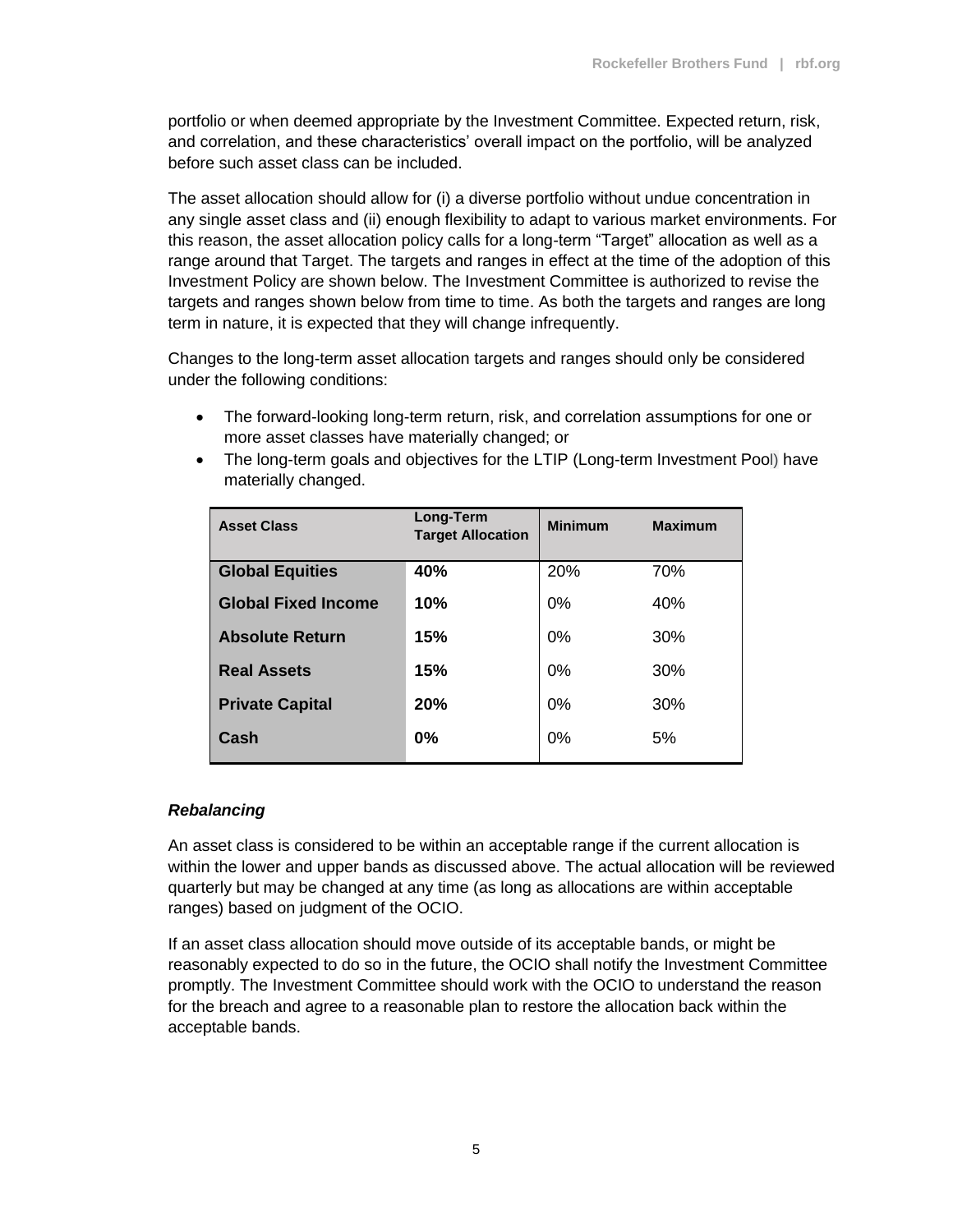portfolio or when deemed appropriate by the Investment Committee. Expected return, risk, and correlation, and these characteristics' overall impact on the portfolio, will be analyzed before such asset class can be included.

The asset allocation should allow for (i) a diverse portfolio without undue concentration in any single asset class and (ii) enough flexibility to adapt to various market environments. For this reason, the asset allocation policy calls for a long-term "Target" allocation as well as a range around that Target. The targets and ranges in effect at the time of the adoption of this Investment Policy are shown below. The Investment Committee is authorized to revise the targets and ranges shown below from time to time. As both the targets and ranges are long term in nature, it is expected that they will change infrequently.

Changes to the long-term asset allocation targets and ranges should only be considered under the following conditions:

- The forward-looking long-term return, risk, and correlation assumptions for one or more asset classes have materially changed; or
- The long-term goals and objectives for the LTIP (Long-term Investment Pool) have materially changed.

| Asset Class | Long-Term Target Allocation | Minimum | Maximum |
|---|---|---|---|
| **Global Equities** | **40%** | 20% | 70% |
| **Global Fixed Income** | **10%** | 0% | 40% |
| **Absolute Return** | **15%** | 0% | 30% |
| **Real Assets** | **15%** | 0% | 30% |
| **Private Capital** | **20%** | 0% | 30% |
| **Cash** | **0%** | 0% | 5% |

### *Rebalancing*

An asset class is considered to be within an acceptable range if the current allocation is within the lower and upper bands as discussed above. The actual allocation will be reviewed quarterly but may be changed at any time (as long as allocations are within acceptable ranges) based on judgment of the OCIO.

If an asset class allocation should move outside of its acceptable bands, or might be reasonably expected to do so in the future, the OCIO shall notify the Investment Committee promptly. The Investment Committee should work with the OCIO to understand the reason for the breach and agree to a reasonable plan to restore the allocation back within the acceptable bands.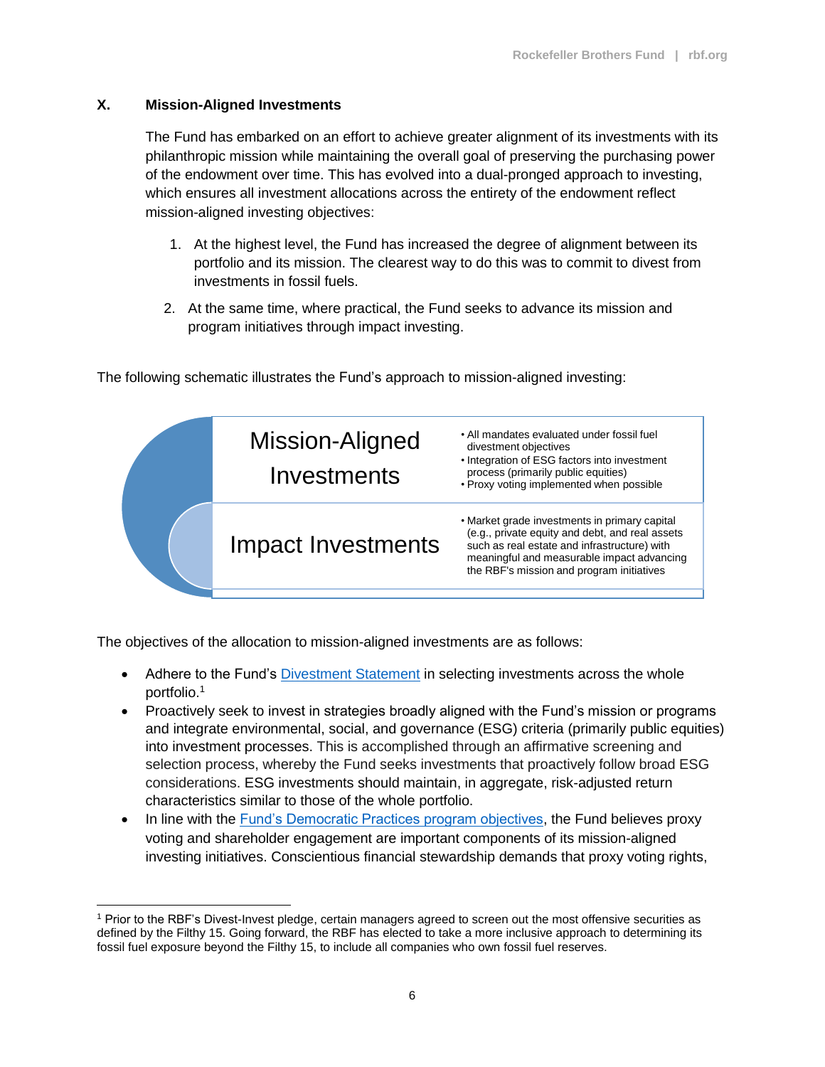## X. Mission-Aligned Investments

The Fund has embarked on an effort to achieve greater alignment of its investments with its philanthropic mission while maintaining the overall goal of preserving the purchasing power of the endowment over time. This has evolved into a dual-pronged approach to investing, which ensures all investment allocations across the entirety of the endowment reflect mission-aligned investing objectives:

1. At the highest level, the Fund has increased the degree of alignment between its portfolio and its mission. The clearest way to do this was to commit to divest from investments in fossil fuels.
2. At the same time, where practical, the Fund seeks to advance its mission and program initiatives through impact investing.

The following schematic illustrates the Fund's approach to mission-aligned investing:

| | |
|---|---|
| Mission-Aligned Investments | • All mandates evaluated under fossil fuel divestment objectives<br>• Integration of ESG factors into investment process (primarily public equities)<br>• Proxy voting implemented when possible |
| Impact Investments | • Market grade investments in primary capital (e.g., private equity and debt, and real assets such as real estate and infrastructure) with meaningful and measurable impact advancing the RBF's mission and program initiatives |

The objectives of the allocation to mission-aligned investments are as follows:

- Adhere to the Fund's Divestment Statement in selecting investments across the whole portfolio.[1]
- Proactively seek to invest in strategies broadly aligned with the Fund's mission or programs and integrate environmental, social, and governance (ESG) criteria (primarily public equities) into investment processes. This is accomplished through an affirmative screening and selection process, whereby the Fund seeks investments that proactively follow broad ESG considerations. ESG investments should maintain, in aggregate, risk-adjusted return characteristics similar to those of the whole portfolio.
- In line with the Fund's Democratic Practices program objectives, the Fund believes proxy voting and shareholder engagement are important components of its mission-aligned investing initiatives. Conscientious financial stewardship demands that proxy voting rights,

[1] Prior to the RBF's Divest-Invest pledge, certain managers agreed to screen out the most offensive securities as defined by the Filthy 15. Going forward, the RBF has elected to take a more inclusive approach to determining its fossil fuel exposure beyond the Filthy 15, to include all companies who own fossil fuel reserves.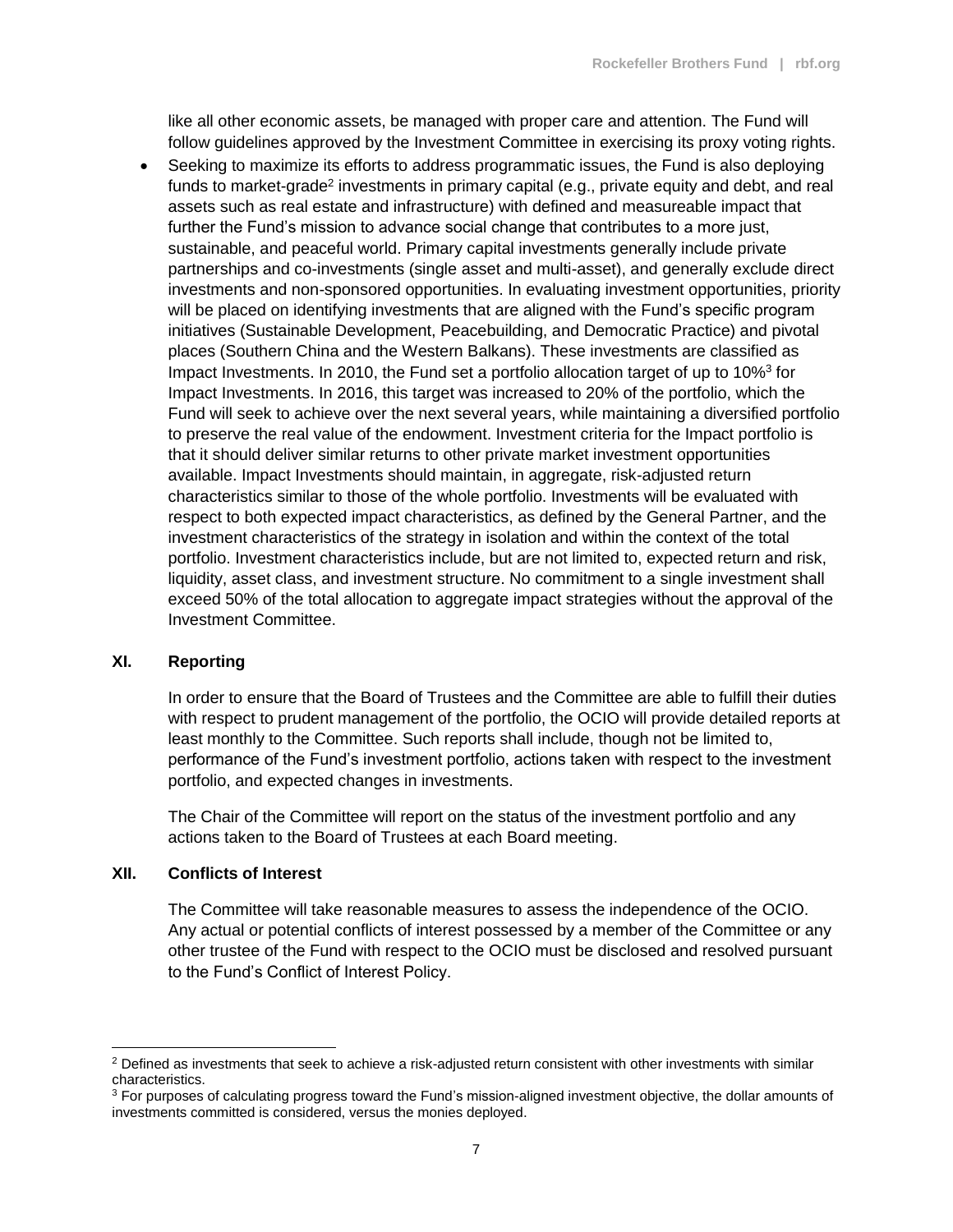like all other economic assets, be managed with proper care and attention. The Fund will follow guidelines approved by the Investment Committee in exercising its proxy voting rights.

- Seeking to maximize its efforts to address programmatic issues, the Fund is also deploying funds to market-grade[2] investments in primary capital (e.g., private equity and debt, and real assets such as real estate and infrastructure) with defined and measureable impact that further the Fund's mission to advance social change that contributes to a more just, sustainable, and peaceful world. Primary capital investments generally include private partnerships and co-investments (single asset and multi-asset), and generally exclude direct investments and non-sponsored opportunities. In evaluating investment opportunities, priority will be placed on identifying investments that are aligned with the Fund's specific program initiatives (Sustainable Development, Peacebuilding, and Democratic Practice) and pivotal places (Southern China and the Western Balkans). These investments are classified as Impact Investments. In 2010, the Fund set a portfolio allocation target of up to 10%[3] for Impact Investments. In 2016, this target was increased to 20% of the portfolio, which the Fund will seek to achieve over the next several years, while maintaining a diversified portfolio to preserve the real value of the endowment. Investment criteria for the Impact portfolio is that it should deliver similar returns to other private market investment opportunities available. Impact Investments should maintain, in aggregate, risk-adjusted return characteristics similar to those of the whole portfolio. Investments will be evaluated with respect to both expected impact characteristics, as defined by the General Partner, and the investment characteristics of the strategy in isolation and within the context of the total portfolio. Investment characteristics include, but are not limited to, expected return and risk, liquidity, asset class, and investment structure. No commitment to a single investment shall exceed 50% of the total allocation to aggregate impact strategies without the approval of the Investment Committee.

## XI. Reporting

In order to ensure that the Board of Trustees and the Committee are able to fulfill their duties with respect to prudent management of the portfolio, the OCIO will provide detailed reports at least monthly to the Committee. Such reports shall include, though not be limited to, performance of the Fund's investment portfolio, actions taken with respect to the investment portfolio, and expected changes in investments.

The Chair of the Committee will report on the status of the investment portfolio and any actions taken to the Board of Trustees at each Board meeting.

## XII. Conflicts of Interest

The Committee will take reasonable measures to assess the independence of the OCIO. Any actual or potential conflicts of interest possessed by a member of the Committee or any other trustee of the Fund with respect to the OCIO must be disclosed and resolved pursuant to the Fund's Conflict of Interest Policy.

---

[2] Defined as investments that seek to achieve a risk-adjusted return consistent with other investments with similar characteristics.

[3] For purposes of calculating progress toward the Fund's mission-aligned investment objective, the dollar amounts of investments committed is considered, versus the monies deployed.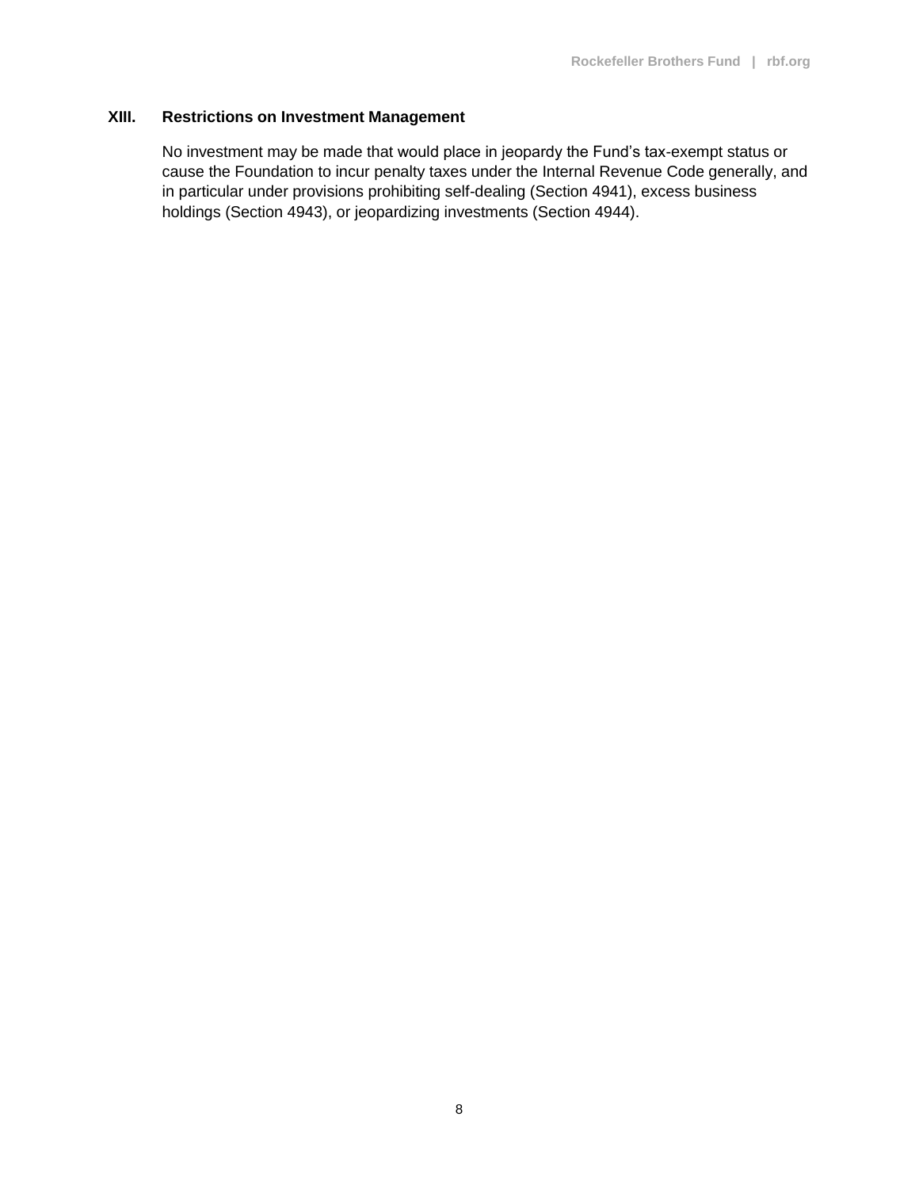## XIII. Restrictions on Investment Management

No investment may be made that would place in jeopardy the Fund's tax-exempt status or cause the Foundation to incur penalty taxes under the Internal Revenue Code generally, and in particular under provisions prohibiting self-dealing (Section 4941), excess business holdings (Section 4943), or jeopardizing investments (Section 4944).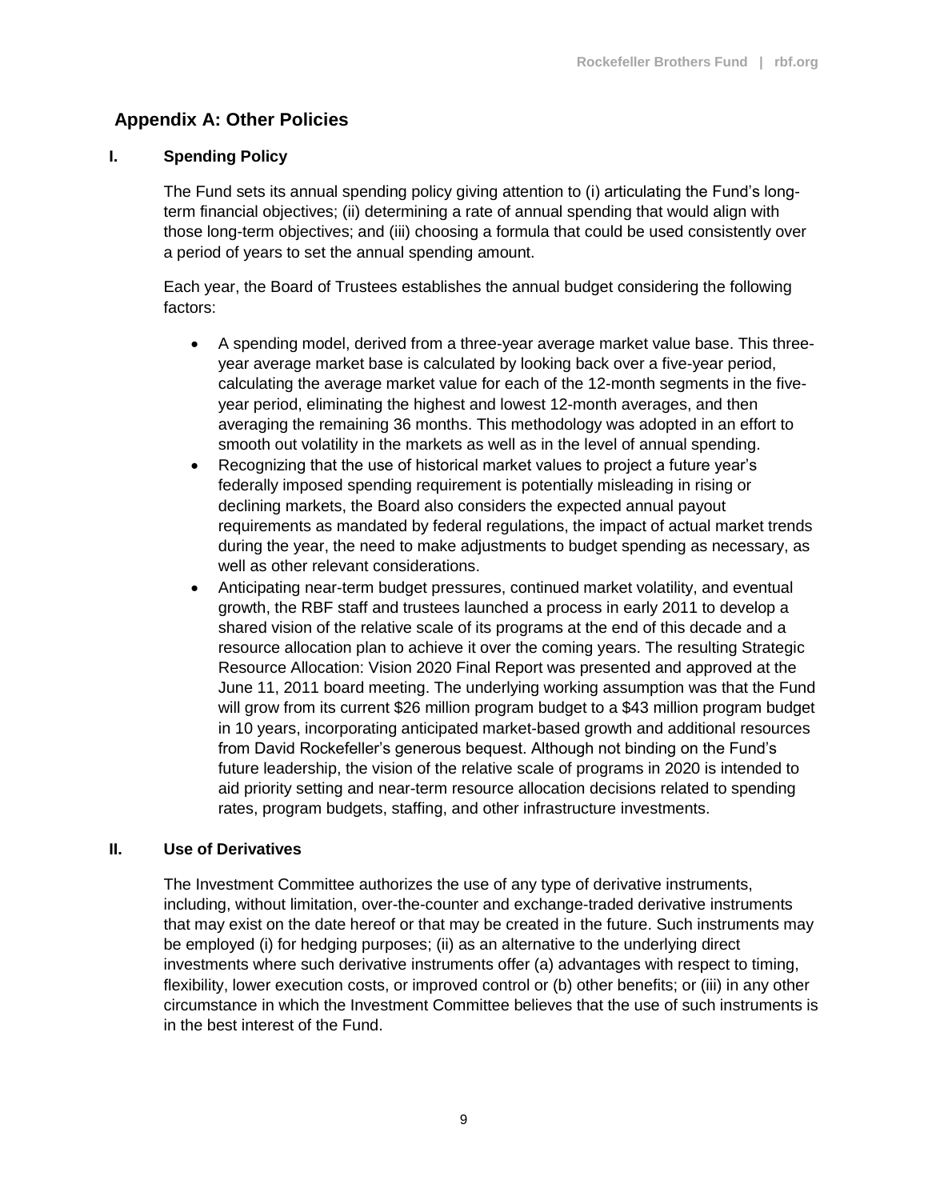## Appendix A: Other Policies

### I. Spending Policy

The Fund sets its annual spending policy giving attention to (i) articulating the Fund's long-term financial objectives; (ii) determining a rate of annual spending that would align with those long-term objectives; and (iii) choosing a formula that could be used consistently over a period of years to set the annual spending amount.

Each year, the Board of Trustees establishes the annual budget considering the following factors:

- A spending model, derived from a three-year average market value base. This three-year average market base is calculated by looking back over a five-year period, calculating the average market value for each of the 12-month segments in the five-year period, eliminating the highest and lowest 12-month averages, and then averaging the remaining 36 months. This methodology was adopted in an effort to smooth out volatility in the markets as well as in the level of annual spending.
- Recognizing that the use of historical market values to project a future year's federally imposed spending requirement is potentially misleading in rising or declining markets, the Board also considers the expected annual payout requirements as mandated by federal regulations, the impact of actual market trends during the year, the need to make adjustments to budget spending as necessary, as well as other relevant considerations.
- Anticipating near-term budget pressures, continued market volatility, and eventual growth, the RBF staff and trustees launched a process in early 2011 to develop a shared vision of the relative scale of its programs at the end of this decade and a resource allocation plan to achieve it over the coming years. The resulting Strategic Resource Allocation: Vision 2020 Final Report was presented and approved at the June 11, 2011 board meeting. The underlying working assumption was that the Fund will grow from its current $26 million program budget to a $43 million program budget in 10 years, incorporating anticipated market-based growth and additional resources from David Rockefeller's generous bequest. Although not binding on the Fund's future leadership, the vision of the relative scale of programs in 2020 is intended to aid priority setting and near-term resource allocation decisions related to spending rates, program budgets, staffing, and other infrastructure investments.

### II. Use of Derivatives

The Investment Committee authorizes the use of any type of derivative instruments, including, without limitation, over-the-counter and exchange-traded derivative instruments that may exist on the date hereof or that may be created in the future. Such instruments may be employed (i) for hedging purposes; (ii) as an alternative to the underlying direct investments where such derivative instruments offer (a) advantages with respect to timing, flexibility, lower execution costs, or improved control or (b) other benefits; or (iii) in any other circumstance in which the Investment Committee believes that the use of such instruments is in the best interest of the Fund.